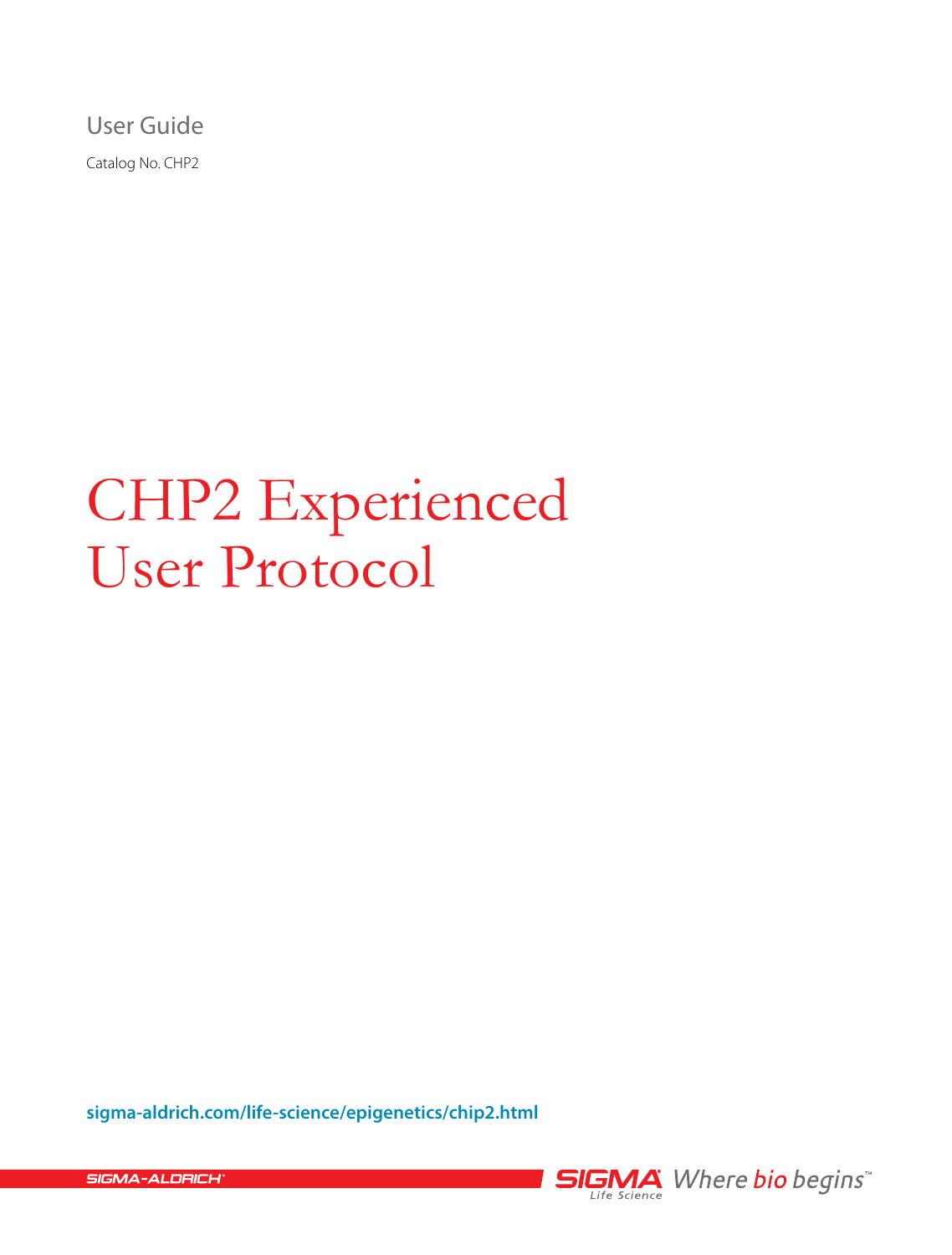User Guide

Catalog No. CHP2

# CHP2 Experienced User Protocol

**sigma-aldrich.com/life-science/epigenetics/chip2.html**

SIGMA-ALDRICH®

SIGMA® Life Science Where bio begins™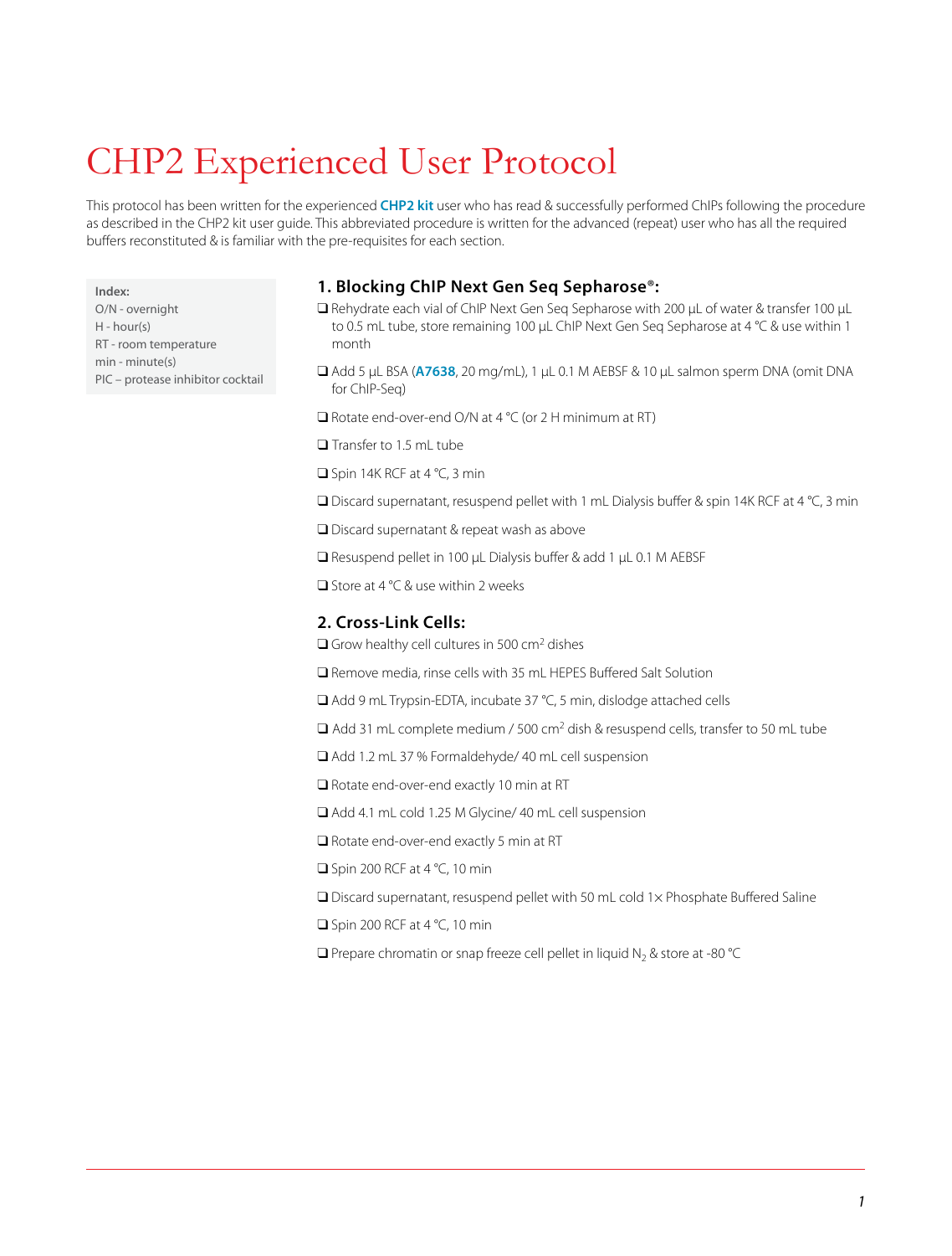# CHP2 Experienced User Protocol

This protocol has been written for the experienced **CHP2 kit** user who has read & successfully performed ChIPs following the procedure as described in the CHP2 kit user guide. This abbreviated procedure is written for the advanced (repeat) user who has all the required buffers reconstituted & is familiar with the pre-requisites for each section.

**Index:**
O/N - overnight
H - hour(s)
RT - room temperature
min - minute(s)
PIC – protease inhibitor cocktail

## 1. Blocking ChIP Next Gen Seq Sepharose®:

- ❑ Rehydrate each vial of ChIP Next Gen Seq Sepharose with 200 µL of water & transfer 100 µL to 0.5 mL tube, store remaining 100 µL ChIP Next Gen Seq Sepharose at 4 °C & use within 1 month
- ❑ Add 5 µL BSA (**A7638**, 20 mg/mL), 1 µL 0.1 M AEBSF & 10 µL salmon sperm DNA (omit DNA for ChIP-Seq)
- ❑ Rotate end-over-end O/N at 4 °C (or 2 H minimum at RT)
- ❑ Transfer to 1.5 mL tube
- ❑ Spin 14K RCF at 4 °C, 3 min
- ❑ Discard supernatant, resuspend pellet with 1 mL Dialysis buffer & spin 14K RCF at 4 °C, 3 min
- ❑ Discard supernatant & repeat wash as above
- ❑ Resuspend pellet in 100 µL Dialysis buffer & add 1 µL 0.1 M AEBSF
- ❑ Store at 4 °C & use within 2 weeks

## 2. Cross-Link Cells:

- ❑ Grow healthy cell cultures in 500 cm$^2$ dishes
- ❑ Remove media, rinse cells with 35 mL HEPES Buffered Salt Solution
- ❑ Add 9 mL Trypsin-EDTA, incubate 37 °C, 5 min, dislodge attached cells
- ❑ Add 31 mL complete medium / 500 cm$^2$ dish & resuspend cells, transfer to 50 mL tube
- ❑ Add 1.2 mL 37 % Formaldehyde/ 40 mL cell suspension
- ❑ Rotate end-over-end exactly 10 min at RT
- ❑ Add 4.1 mL cold 1.25 M Glycine/ 40 mL cell suspension
- ❑ Rotate end-over-end exactly 5 min at RT
- ❑ Spin 200 RCF at 4 °C, 10 min
- ❑ Discard supernatant, resuspend pellet with 50 mL cold 1× Phosphate Buffered Saline
- ❑ Spin 200 RCF at 4 °C, 10 min
- ❑ Prepare chromatin or snap freeze cell pellet in liquid $N_2$ & store at -80 °C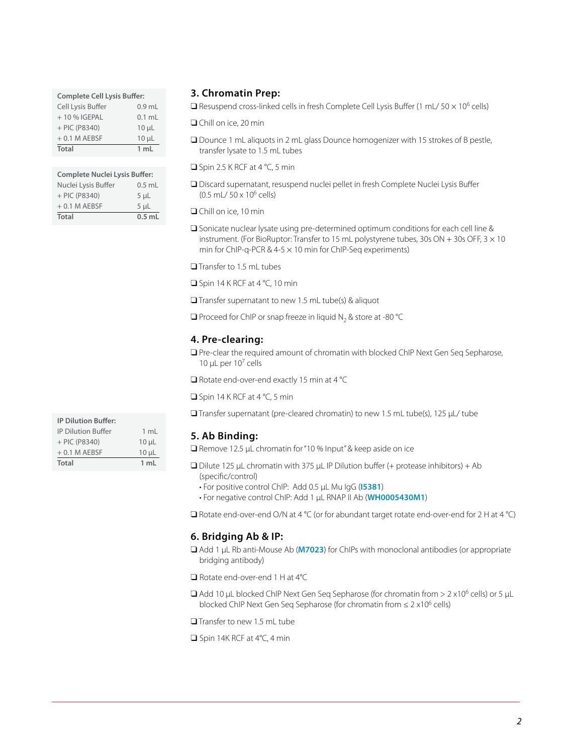| Complete Cell Lysis Buffer: | |
|---|---|
| Cell Lysis Buffer | 0.9 mL |
| + 10 % IGEPAL | 0.1 mL |
| + PIC (P8340) | 10 µL |
| + 0.1 M AEBSF | 10 µL |
| **Total** | **1 mL** |

| Complete Nuclei Lysis Buffer: | |
|---|---|
| Nuclei Lysis Buffer | 0.5 mL |
| + PIC (P8340) | 5 µL |
| + 0.1 M AEBSF | 5 µL |
| **Total** | **0.5 mL** |

## 3. Chromatin Prep:

- ❑ Resuspend cross-linked cells in fresh Complete Cell Lysis Buffer (1 mL/ 50 × $10^6$ cells)
- ❑ Chill on ice, 20 min
- ❑ Dounce 1 mL aliquots in 2 mL glass Dounce homogenizer with 15 strokes of B pestle, transfer lysate to 1.5 mL tubes
- ❑ Spin 2.5 K RCF at 4 °C, 5 min
- ❑ Discard supernatant, resuspend nuclei pellet in fresh Complete Nuclei Lysis Buffer (0.5 mL/ 50 x $10^6$ cells)
- ❑ Chill on ice, 10 min
- ❑ Sonicate nuclear lysate using pre-determined optimum conditions for each cell line & instrument. (For BioRuptor: Transfer to 15 mL polystyrene tubes, 30s ON + 30s OFF, 3 × 10 min for ChIP-q-PCR & 4-5 × 10 min for ChIP-Seq experiments)
- ❑ Transfer to 1.5 mL tubes
- ❑ Spin 14 K RCF at 4 °C, 10 min
- ❑ Transfer supernatant to new 1.5 mL tube(s) & aliquot
- ❑ Proceed for ChIP or snap freeze in liquid $N_2$ & store at -80 °C

## 4. Pre-clearing:

- ❑ Pre-clear the required amount of chromatin with blocked ChIP Next Gen Seq Sepharose, 10 µL per $10^7$ cells
- ❑ Rotate end-over-end exactly 15 min at 4 °C
- ❑ Spin 14 K RCF at 4 °C, 5 min
- ❑ Transfer supernatant (pre-cleared chromatin) to new 1.5 mL tube(s), 125 µL/ tube

| IP Dilution Buffer: | |
|---|---|
| IP Dilution Buffer | 1 mL |
| + PIC (P8340) | 10 µL |
| + 0.1 M AEBSF | 10 µL |
| **Total** | **1 mL** |

## 5. Ab Binding:

- ❑ Remove 12.5 µL chromatin for "10 % Input" & keep aside on ice
- ❑ Dilute 125 µL chromatin with 375 µL IP Dilution buffer (+ protease inhibitors) + Ab (specific/control)
  - For positive control ChIP: Add 0.5 µL Mu IgG (**I5381**)
  - For negative control ChIP: Add 1 µL RNAP II Ab (**WH0005430M1**)
- ❑ Rotate end-over-end O/N at 4 °C (or for abundant target rotate end-over-end for 2 H at 4 °C)

## 6. Bridging Ab & IP:

- ❑ Add 1 µL Rb anti-Mouse Ab (**M7023**) for ChIPs with monoclonal antibodies (or appropriate bridging antibody)
- ❑ Rotate end-over-end 1 H at 4°C
- ❑ Add 10 µL blocked ChIP Next Gen Seq Sepharose (for chromatin from > 2 x$10^6$ cells) or 5 µL blocked ChIP Next Gen Seq Sepharose (for chromatin from ≤ 2 x$10^6$ cells)
- ❑ Transfer to new 1.5 mL tube
- ❑ Spin 14K RCF at 4°C, 4 min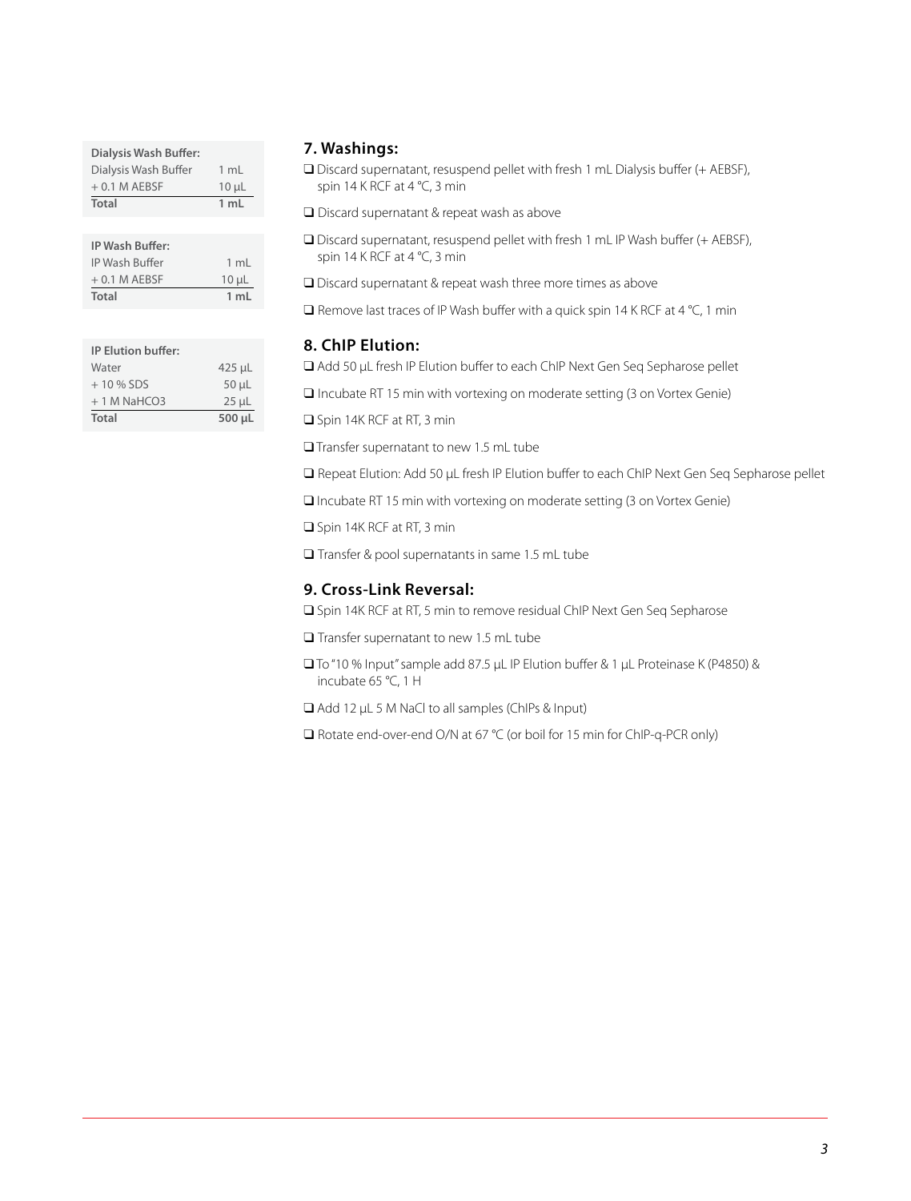| Dialysis Wash Buffer: | |
|---|---|
| Dialysis Wash Buffer | 1 mL |
| + 0.1 M AEBSF | 10 µL |
| **Total** | **1 mL** |

| IP Wash Buffer: | |
|---|---|
| IP Wash Buffer | 1 mL |
| + 0.1 M AEBSF | 10 µL |
| **Total** | **1 mL** |

| IP Elution buffer: | |
|---|---|
| Water | 425 µL |
| + 10 % SDS | 50 µL |
| + 1 M $NaHCO_3$ | 25 µL |
| **Total** | **500 µL** |

## 7. Washings:

- ❑ Discard supernatant, resuspend pellet with fresh 1 mL Dialysis buffer (+ AEBSF), spin 14 K RCF at 4 °C, 3 min
- ❑ Discard supernatant & repeat wash as above
- ❑ Discard supernatant, resuspend pellet with fresh 1 mL IP Wash buffer (+ AEBSF), spin 14 K RCF at 4 °C, 3 min
- ❑ Discard supernatant & repeat wash three more times as above
- ❑ Remove last traces of IP Wash buffer with a quick spin 14 K RCF at 4 °C, 1 min

## 8. ChIP Elution:

- ❑ Add 50 µL fresh IP Elution buffer to each ChIP Next Gen Seq Sepharose pellet
- ❑ Incubate RT 15 min with vortexing on moderate setting (3 on Vortex Genie)
- ❑ Spin 14K RCF at RT, 3 min
- ❑ Transfer supernatant to new 1.5 mL tube
- ❑ Repeat Elution: Add 50 µL fresh IP Elution buffer to each ChIP Next Gen Seq Sepharose pellet
- ❑ Incubate RT 15 min with vortexing on moderate setting (3 on Vortex Genie)
- ❑ Spin 14K RCF at RT, 3 min
- ❑ Transfer & pool supernatants in same 1.5 mL tube

## 9. Cross-Link Reversal:

- ❑ Spin 14K RCF at RT, 5 min to remove residual ChIP Next Gen Seq Sepharose
- ❑ Transfer supernatant to new 1.5 mL tube
- ❑ To "10 % Input" sample add 87.5 µL IP Elution buffer & 1 µL Proteinase K (P4850) & incubate 65 °C, 1 H
- ❑ Add 12 µL 5 M NaCl to all samples (ChIPs & Input)
- ❑ Rotate end-over-end O/N at 67 °C (or boil for 15 min for ChIP-q-PCR only)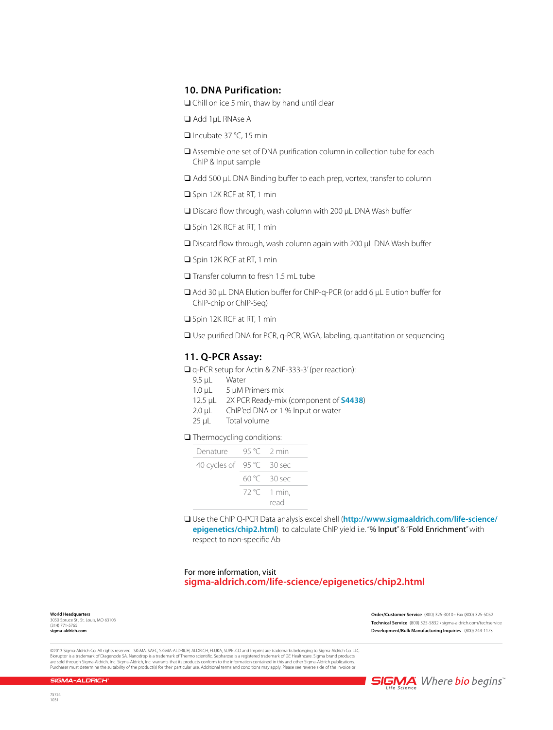## 10. DNA Purification:

❑ Chill on ice 5 min, thaw by hand until clear

❑ Add 1µL RNAse A

❑ Incubate 37 °C, 15 min

❑ Assemble one set of DNA purification column in collection tube for each ChIP & Input sample

❑ Add 500 µL DNA Binding buffer to each prep, vortex, transfer to column

❑ Spin 12K RCF at RT, 1 min

❑ Discard flow through, wash column with 200 µL DNA Wash buffer

❑ Spin 12K RCF at RT, 1 min

❑ Discard flow through, wash column again with 200 µL DNA Wash buffer

❑ Spin 12K RCF at RT, 1 min

❑ Transfer column to fresh 1.5 mL tube

❑ Add 30 µL DNA Elution buffer for ChIP-q-PCR (or add 6 µL Elution buffer for ChIP-chip or ChIP-Seq)

❑ Spin 12K RCF at RT, 1 min

❑ Use purified DNA for PCR, q-PCR, WGA, labeling, quantitation or sequencing

## 11. Q-PCR Assay:

❑ q-PCR setup for Actin & ZNF-333-3' (per reaction):

| | |
|---|---|
| 9.5 µL | Water |
| 1.0 µL | 5 µM Primers mix |
| 12.5 µL | 2X PCR Ready-mix (component of **S4438**) |
| 2.0 µL | ChIP'ed DNA or 1 % Input or water |
| 25 µL | Total volume |

❑ Thermocycling conditions:

| | | |
|---|---|---|
| Denature | 95 °C | 2 min |
| 40 cycles of | 95 °C | 30 sec |
| | 60 °C | 30 sec |
| | 72 °C | 1 min, read |

❑ Use the ChIP Q-PCR Data analysis excel shell (**http://www.sigmaaldrich.com/life-science/epigenetics/chip2.html**) to calculate ChIP yield i.e. "% Input" & "Fold Enrichment" with respect to non-specific Ab

For more information, visit
**sigma-aldrich.com/life-science/epigenetics/chip2.html**

**World Headquarters**
3050 Spruce St., St. Louis, MO 63103
(314) 771-5765
**sigma-aldrich.com**

**Order/Customer Service** (800) 325-3010 • Fax (800) 325-5052
**Technical Service** (800) 325-5832 • sigma-aldrich.com/techservice
**Development/Bulk Manufacturing Inquiries** (800) 244-1173

©2013 Sigma-Aldrich Co. All rights reserved. SIGMA, SAFC, SIGMA-ALDRICH, ALDRICH, FLUKA, SUPELCO and Imprint are trademarks belonging to Sigma-Aldrich Co. LLC. Bioruptor is a trademark of Diagenode SA. Nanodrop is a trademark of Thermo scientific. Sepharose is a registered trademark of GE Healthcare. Sigma brand products are sold through Sigma-Aldrich, Inc. Sigma-Aldrich, Inc. warrants that its products conform to the information contained in this and other Sigma-Aldrich publications. Purchaser must determine the suitability of the product(s) for their particular use. Additional terms and conditions may apply. Please see reverse side of the invoice or

SIGMA-ALDRICH®

SIGMA Life Science — Where bio begins™

75754
1031